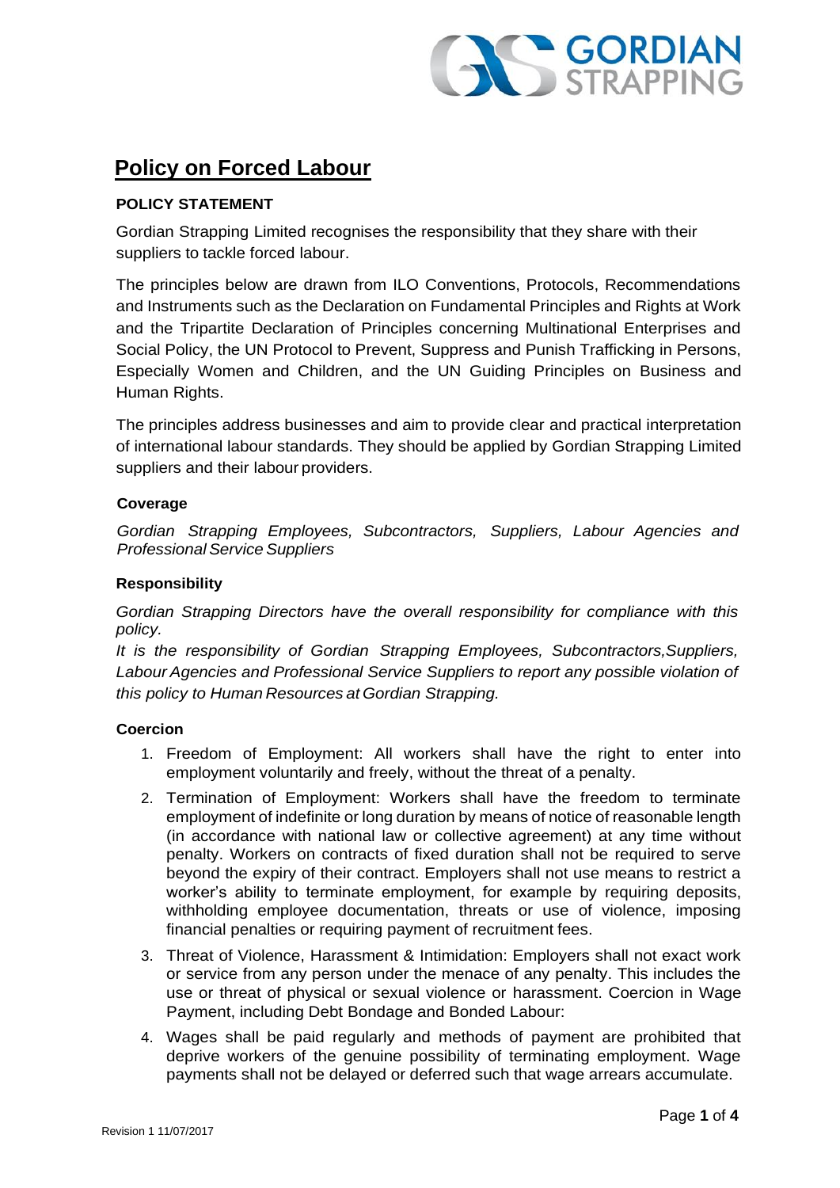# Policy on Forced Labour

**POLICY STATEMENT**

Gordian Strapping Limited recognises the responsibility that they share with their suppliers to tackle forced labour.

The principles below are drawn from ILO Conventions, Protocols, Recommendations and Instruments such as the Declaration on Fundamental Principles and Rights at Work and the Tripartite Declaration of Principles concerning Multinational Enterprises and Social Policy, the UN Protocol to Prevent, Suppress and Punish Trafficking in Persons, Especially Women and Children, and the UN Guiding Principles on Business and Human Rights.

The principles address businesses and aim to provide clear and practical interpretation of international labour standards. They should be applied by Gordian Strapping Limited suppliers and their labour providers.

**Coverage**

*Gordian Strapping Employees, Subcontractors, Suppliers, Labour Agencies and Professional Service Suppliers*

**Responsibility**

*Gordian Strapping Directors have the overall responsibility for compliance with this policy.*

*It is the responsibility of Gordian Strapping Employees, Subcontractors,Suppliers, Labour Agencies and Professional Service Suppliers to report any possible violation of this policy to Human Resources at Gordian Strapping.*

**Coercion**

1. Freedom of Employment: All workers shall have the right to enter into employment voluntarily and freely, without the threat of a penalty.
2. Termination of Employment: Workers shall have the freedom to terminate employment of indefinite or long duration by means of notice of reasonable length (in accordance with national law or collective agreement) at any time without penalty. Workers on contracts of fixed duration shall not be required to serve beyond the expiry of their contract. Employers shall not use means to restrict a worker's ability to terminate employment, for example by requiring deposits, withholding employee documentation, threats or use of violence, imposing financial penalties or requiring payment of recruitment fees.
3. Threat of Violence, Harassment & Intimidation: Employers shall not exact work or service from any person under the menace of any penalty. This includes the use or threat of physical or sexual violence or harassment. Coercion in Wage Payment, including Debt Bondage and Bonded Labour:
4. Wages shall be paid regularly and methods of payment are prohibited that deprive workers of the genuine possibility of terminating employment. Wage payments shall not be delayed or deferred such that wage arrears accumulate.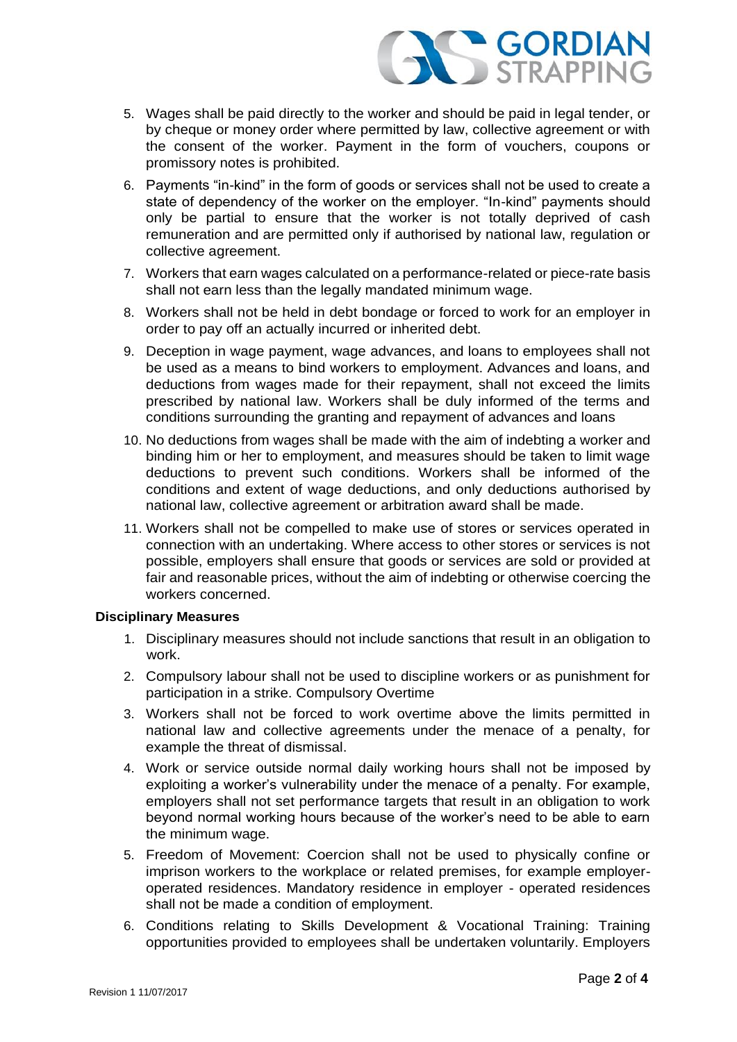5. Wages shall be paid directly to the worker and should be paid in legal tender, or by cheque or money order where permitted by law, collective agreement or with the consent of the worker. Payment in the form of vouchers, coupons or promissory notes is prohibited.
6. Payments "in-kind" in the form of goods or services shall not be used to create a state of dependency of the worker on the employer. "In-kind" payments should only be partial to ensure that the worker is not totally deprived of cash remuneration and are permitted only if authorised by national law, regulation or collective agreement.
7. Workers that earn wages calculated on a performance-related or piece-rate basis shall not earn less than the legally mandated minimum wage.
8. Workers shall not be held in debt bondage or forced to work for an employer in order to pay off an actually incurred or inherited debt.
9. Deception in wage payment, wage advances, and loans to employees shall not be used as a means to bind workers to employment. Advances and loans, and deductions from wages made for their repayment, shall not exceed the limits prescribed by national law. Workers shall be duly informed of the terms and conditions surrounding the granting and repayment of advances and loans
10. No deductions from wages shall be made with the aim of indebting a worker and binding him or her to employment, and measures should be taken to limit wage deductions to prevent such conditions. Workers shall be informed of the conditions and extent of wage deductions, and only deductions authorised by national law, collective agreement or arbitration award shall be made.
11. Workers shall not be compelled to make use of stores or services operated in connection with an undertaking. Where access to other stores or services is not possible, employers shall ensure that goods or services are sold or provided at fair and reasonable prices, without the aim of indebting or otherwise coercing the workers concerned.

**Disciplinary Measures**

1. Disciplinary measures should not include sanctions that result in an obligation to work.
2. Compulsory labour shall not be used to discipline workers or as punishment for participation in a strike. Compulsory Overtime
3. Workers shall not be forced to work overtime above the limits permitted in national law and collective agreements under the menace of a penalty, for example the threat of dismissal.
4. Work or service outside normal daily working hours shall not be imposed by exploiting a worker's vulnerability under the menace of a penalty. For example, employers shall not set performance targets that result in an obligation to work beyond normal working hours because of the worker's need to be able to earn the minimum wage.
5. Freedom of Movement: Coercion shall not be used to physically confine or imprison workers to the workplace or related premises, for example employer-operated residences. Mandatory residence in employer - operated residences shall not be made a condition of employment.
6. Conditions relating to Skills Development & Vocational Training: Training opportunities provided to employees shall be undertaken voluntarily. Employers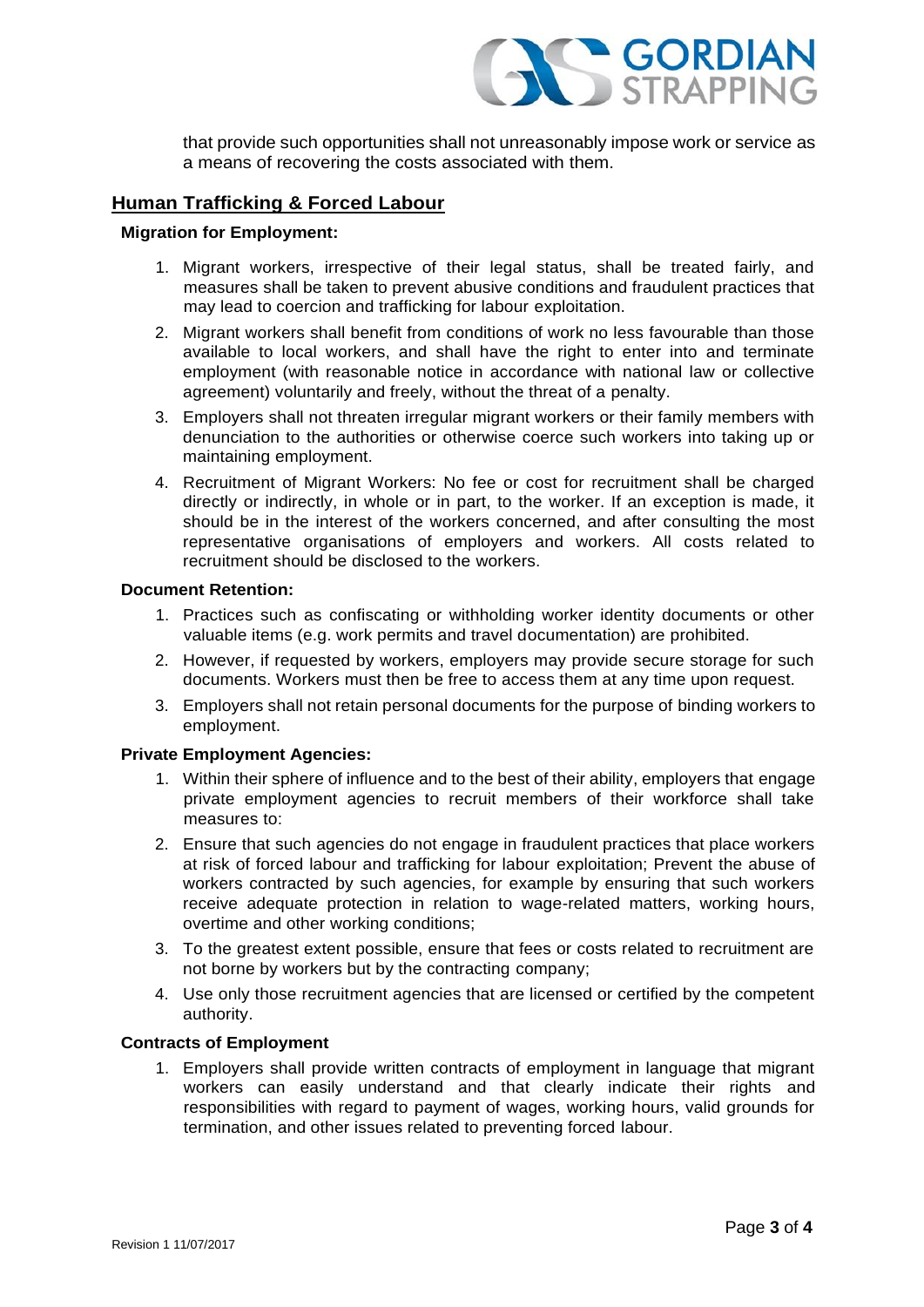that provide such opportunities shall not unreasonably impose work or service as a means of recovering the costs associated with them.

## Human Trafficking & Forced Labour

**Migration for Employment:**

1. Migrant workers, irrespective of their legal status, shall be treated fairly, and measures shall be taken to prevent abusive conditions and fraudulent practices that may lead to coercion and trafficking for labour exploitation.
2. Migrant workers shall benefit from conditions of work no less favourable than those available to local workers, and shall have the right to enter into and terminate employment (with reasonable notice in accordance with national law or collective agreement) voluntarily and freely, without the threat of a penalty.
3. Employers shall not threaten irregular migrant workers or their family members with denunciation to the authorities or otherwise coerce such workers into taking up or maintaining employment.
4. Recruitment of Migrant Workers: No fee or cost for recruitment shall be charged directly or indirectly, in whole or in part, to the worker. If an exception is made, it should be in the interest of the workers concerned, and after consulting the most representative organisations of employers and workers. All costs related to recruitment should be disclosed to the workers.

**Document Retention:**

1. Practices such as confiscating or withholding worker identity documents or other valuable items (e.g. work permits and travel documentation) are prohibited.
2. However, if requested by workers, employers may provide secure storage for such documents. Workers must then be free to access them at any time upon request.
3. Employers shall not retain personal documents for the purpose of binding workers to employment.

**Private Employment Agencies:**

1. Within their sphere of influence and to the best of their ability, employers that engage private employment agencies to recruit members of their workforce shall take measures to:
2. Ensure that such agencies do not engage in fraudulent practices that place workers at risk of forced labour and trafficking for labour exploitation; Prevent the abuse of workers contracted by such agencies, for example by ensuring that such workers receive adequate protection in relation to wage-related matters, working hours, overtime and other working conditions;
3. To the greatest extent possible, ensure that fees or costs related to recruitment are not borne by workers but by the contracting company;
4. Use only those recruitment agencies that are licensed or certified by the competent authority.

**Contracts of Employment**

1. Employers shall provide written contracts of employment in language that migrant workers can easily understand and that clearly indicate their rights and responsibilities with regard to payment of wages, working hours, valid grounds for termination, and other issues related to preventing forced labour.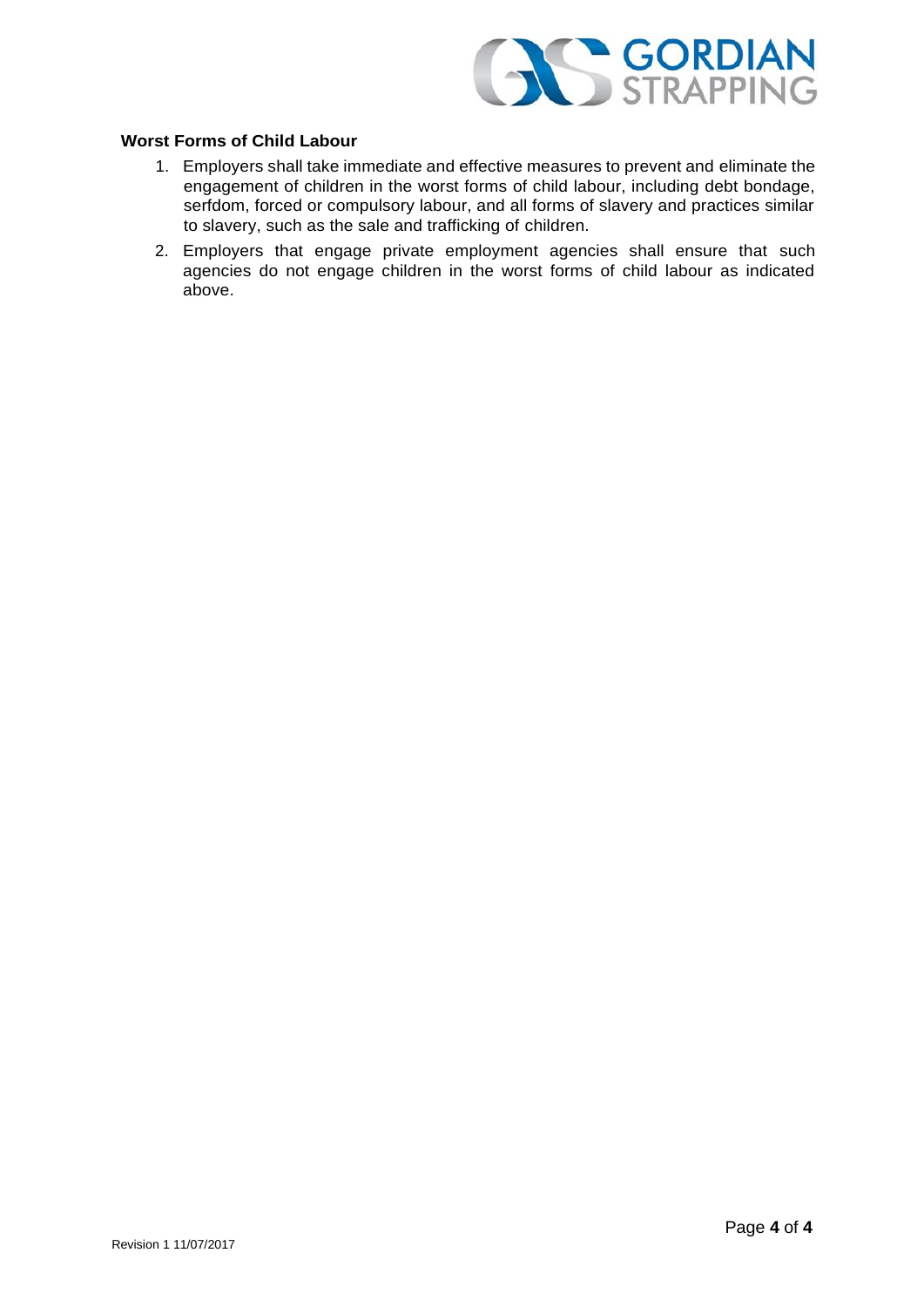**Worst Forms of Child Labour**

1. Employers shall take immediate and effective measures to prevent and eliminate the engagement of children in the worst forms of child labour, including debt bondage, serfdom, forced or compulsory labour, and all forms of slavery and practices similar to slavery, such as the sale and trafficking of children.
2. Employers that engage private employment agencies shall ensure that such agencies do not engage children in the worst forms of child labour as indicated above.